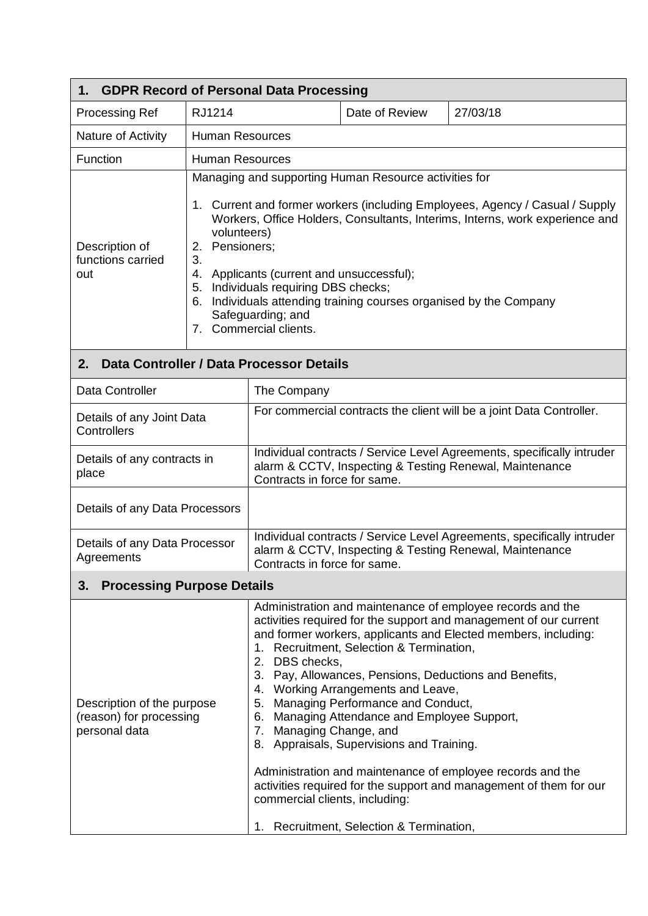## 1. GDPR Record of Personal Data Processing

| Processing Ref | RJ1214 | Date of Review | 27/03/18 |
|---|---|---|---|
| Nature of Activity | Human Resources | | |
| Function | Human Resources | | |
| Description of functions carried out | Managing and supporting Human Resource activities for<br><br>1. Current and former workers (including Employees, Agency / Casual / Supply Workers, Office Holders, Consultants, Interims, Interns, work experience and volunteers)<br>2. Pensioners;<br>3.<br>4. Applicants (current and unsuccessful);<br>5. Individuals requiring DBS checks;<br>6. Individuals attending training courses organised by the Company Safeguarding; and<br>7. Commercial clients. | | |

## 2. Data Controller / Data Processor Details

| Data Controller | The Company |
|---|---|
| Details of any Joint Data Controllers | For commercial contracts the client will be a joint Data Controller. |
| Details of any contracts in place | Individual contracts / Service Level Agreements, specifically intruder alarm & CCTV, Inspecting & Testing Renewal, Maintenance Contracts in force for same. |
| Details of any Data Processors | |
| Details of any Data Processor Agreements | Individual contracts / Service Level Agreements, specifically intruder alarm & CCTV, Inspecting & Testing Renewal, Maintenance Contracts in force for same. |

## 3. Processing Purpose Details

| Description of the purpose (reason) for processing personal data | Administration and maintenance of employee records and the activities required for the support and management of our current and former workers, applicants and Elected members, including:<br>1. Recruitment, Selection & Termination,<br>2. DBS checks,<br>3. Pay, Allowances, Pensions, Deductions and Benefits,<br>4. Working Arrangements and Leave,<br>5. Managing Performance and Conduct,<br>6. Managing Attendance and Employee Support,<br>7. Managing Change, and<br>8. Appraisals, Supervisions and Training.<br><br>Administration and maintenance of employee records and the activities required for the support and management of them for our commercial clients, including:<br><br>1. Recruitment, Selection & Termination, |
|---|---|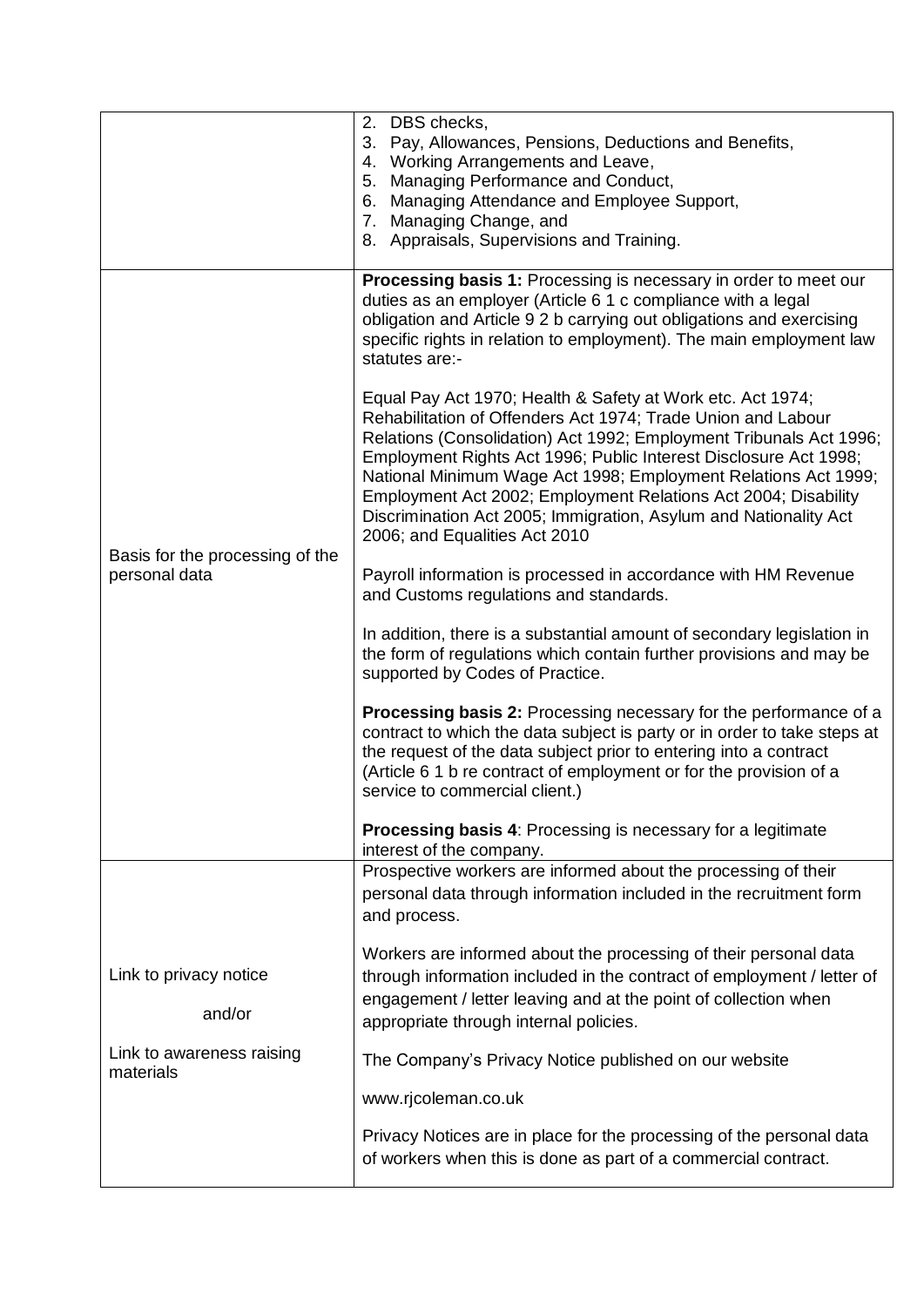| | |
|---|---|
| | 2. DBS checks,<br>3. Pay, Allowances, Pensions, Deductions and Benefits,<br>4. Working Arrangements and Leave,<br>5. Managing Performance and Conduct,<br>6. Managing Attendance and Employee Support,<br>7. Managing Change, and<br>8. Appraisals, Supervisions and Training. |
| Basis for the processing of the personal data | **Processing basis 1:** Processing is necessary in order to meet our duties as an employer (Article 6 1 c compliance with a legal obligation and Article 9 2 b carrying out obligations and exercising specific rights in relation to employment). The main employment law statutes are:-<br><br>Equal Pay Act 1970; Health & Safety at Work etc. Act 1974; Rehabilitation of Offenders Act 1974; Trade Union and Labour Relations (Consolidation) Act 1992; Employment Tribunals Act 1996; Employment Rights Act 1996; Public Interest Disclosure Act 1998; National Minimum Wage Act 1998; Employment Relations Act 1999; Employment Act 2002; Employment Relations Act 2004; Disability Discrimination Act 2005; Immigration, Asylum and Nationality Act 2006; and Equalities Act 2010<br><br>Payroll information is processed in accordance with HM Revenue and Customs regulations and standards.<br><br>In addition, there is a substantial amount of secondary legislation in the form of regulations which contain further provisions and may be supported by Codes of Practice.<br><br>**Processing basis 2:** Processing necessary for the performance of a contract to which the data subject is party or in order to take steps at the request of the data subject prior to entering into a contract (Article 6 1 b re contract of employment or for the provision of a service to commercial client.)<br><br>**Processing basis 4**: Processing is necessary for a legitimate interest of the company. |
| Link to privacy notice<br><br>and/or<br><br>Link to awareness raising materials | Prospective workers are informed about the processing of their personal data through information included in the recruitment form and process.<br><br>Workers are informed about the processing of their personal data through information included in the contract of employment / letter of engagement / letter leaving and at the point of collection when appropriate through internal policies.<br><br>The Company's Privacy Notice published on our website<br><br>www.rjcoleman.co.uk<br><br>Privacy Notices are in place for the processing of the personal data of workers when this is done as part of a commercial contract. |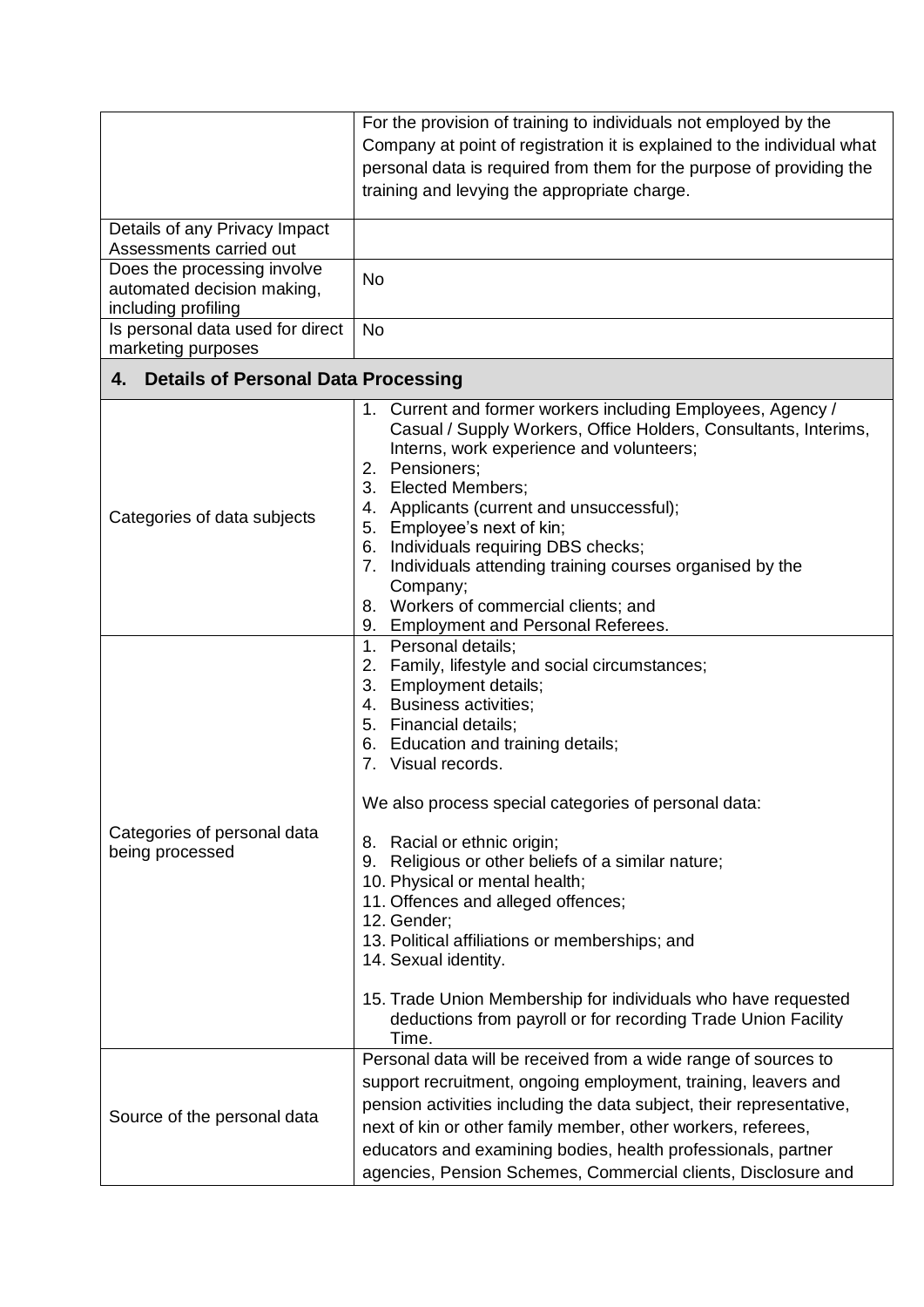| | |
|---|---|
| | For the provision of training to individuals not employed by the Company at point of registration it is explained to the individual what personal data is required from them for the purpose of providing the training and levying the appropriate charge. |
| Details of any Privacy Impact Assessments carried out | |
| Does the processing involve automated decision making, including profiling | No |
| Is personal data used for direct marketing purposes | No |

## 4. Details of Personal Data Processing

| | |
|---|---|
| Categories of data subjects | 1. Current and former workers including Employees, Agency / Casual / Supply Workers, Office Holders, Consultants, Interims, Interns, work experience and volunteers;<br>2. Pensioners;<br>3. Elected Members;<br>4. Applicants (current and unsuccessful);<br>5. Employee's next of kin;<br>6. Individuals requiring DBS checks;<br>7. Individuals attending training courses organised by the Company;<br>8. Workers of commercial clients; and<br>9. Employment and Personal Referees. |
| Categories of personal data being processed | 1. Personal details;<br>2. Family, lifestyle and social circumstances;<br>3. Employment details;<br>4. Business activities;<br>5. Financial details;<br>6. Education and training details;<br>7. Visual records.<br><br>We also process special categories of personal data:<br><br>8. Racial or ethnic origin;<br>9. Religious or other beliefs of a similar nature;<br>10. Physical or mental health;<br>11. Offences and alleged offences;<br>12. Gender;<br>13. Political affiliations or memberships; and<br>14. Sexual identity.<br><br>15. Trade Union Membership for individuals who have requested deductions from payroll or for recording Trade Union Facility Time. |
| Source of the personal data | Personal data will be received from a wide range of sources to support recruitment, ongoing employment, training, leavers and pension activities including the data subject, their representative, next of kin or other family member, other workers, referees, educators and examining bodies, health professionals, partner agencies, Pension Schemes, Commercial clients, Disclosure and |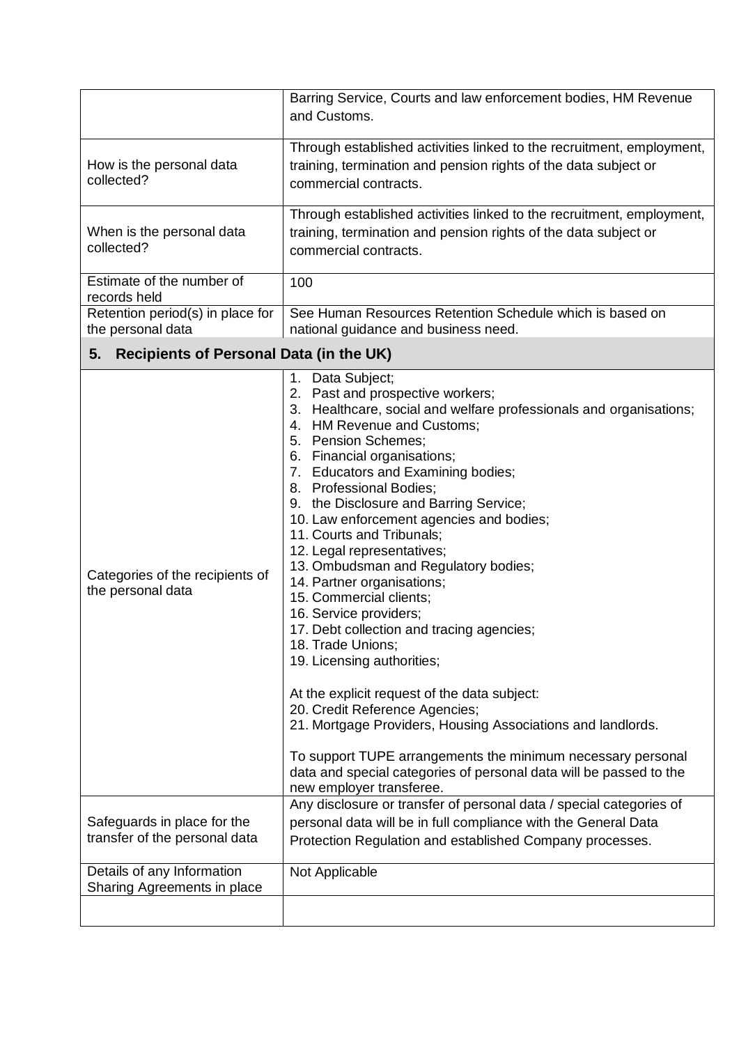|   |   |
|---|---|
|   | Barring Service, Courts and law enforcement bodies, HM Revenue and Customs. |
| How is the personal data collected? | Through established activities linked to the recruitment, employment, training, termination and pension rights of the data subject or commercial contracts. |
| When is the personal data collected? | Through established activities linked to the recruitment, employment, training, termination and pension rights of the data subject or commercial contracts. |
| Estimate of the number of records held | 100 |
| Retention period(s) in place for the personal data | See Human Resources Retention Schedule which is based on national guidance and business need. |

## 5. Recipients of Personal Data (in the UK)

|   |   |
|---|---|
| Categories of the recipients of the personal data | 1. Data Subject;<br>2. Past and prospective workers;<br>3. Healthcare, social and welfare professionals and organisations;<br>4. HM Revenue and Customs;<br>5. Pension Schemes;<br>6. Financial organisations;<br>7. Educators and Examining bodies;<br>8. Professional Bodies;<br>9. the Disclosure and Barring Service;<br>10. Law enforcement agencies and bodies;<br>11. Courts and Tribunals;<br>12. Legal representatives;<br>13. Ombudsman and Regulatory bodies;<br>14. Partner organisations;<br>15. Commercial clients;<br>16. Service providers;<br>17. Debt collection and tracing agencies;<br>18. Trade Unions;<br>19. Licensing authorities;<br><br>At the explicit request of the data subject:<br>20. Credit Reference Agencies;<br>21. Mortgage Providers, Housing Associations and landlords.<br><br>To support TUPE arrangements the minimum necessary personal data and special categories of personal data will be passed to the new employer transferee. |
| Safeguards in place for the transfer of the personal data | Any disclosure or transfer of personal data / special categories of personal data will be in full compliance with the General Data Protection Regulation and established Company processes. |
| Details of any Information Sharing Agreements in place | Not Applicable |
|   |   |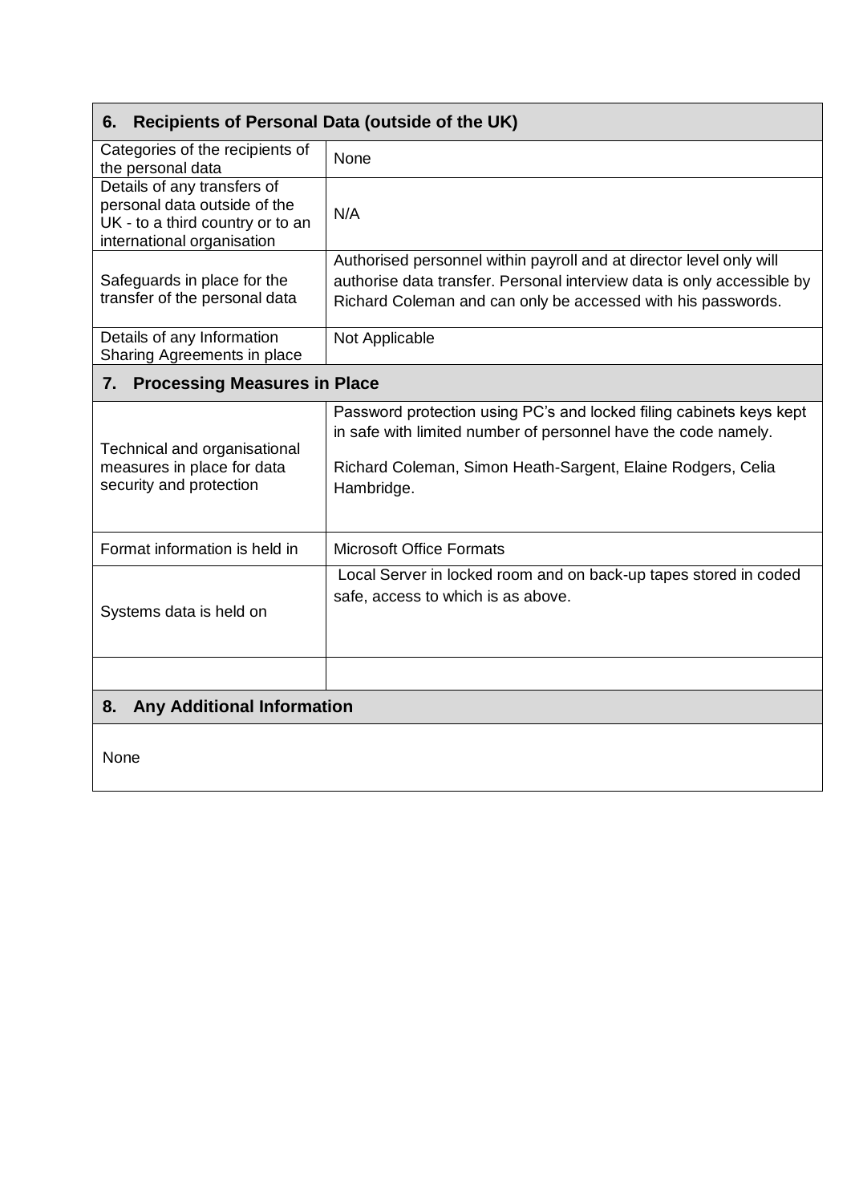## 6. Recipients of Personal Data (outside of the UK)

| | |
|---|---|
| Categories of the recipients of the personal data | None |
| Details of any transfers of personal data outside of the UK - to a third country or to an international organisation | N/A |
| Safeguards in place for the transfer of the personal data | Authorised personnel within payroll and at director level only will authorise data transfer. Personal interview data is only accessible by Richard Coleman and can only be accessed with his passwords. |
| Details of any Information Sharing Agreements in place | Not Applicable |

## 7. Processing Measures in Place

| | |
|---|---|
| Technical and organisational measures in place for data security and protection | Password protection using PC's and locked filing cabinets keys kept in safe with limited number of personnel have the code namely.<br><br>Richard Coleman, Simon Heath-Sargent, Elaine Rodgers, Celia Hambridge. |
| Format information is held in | Microsoft Office Formats |
| Systems data is held on | Local Server in locked room and on back-up tapes stored in coded safe, access to which is as above. |
| | |

## 8. Any Additional Information

None